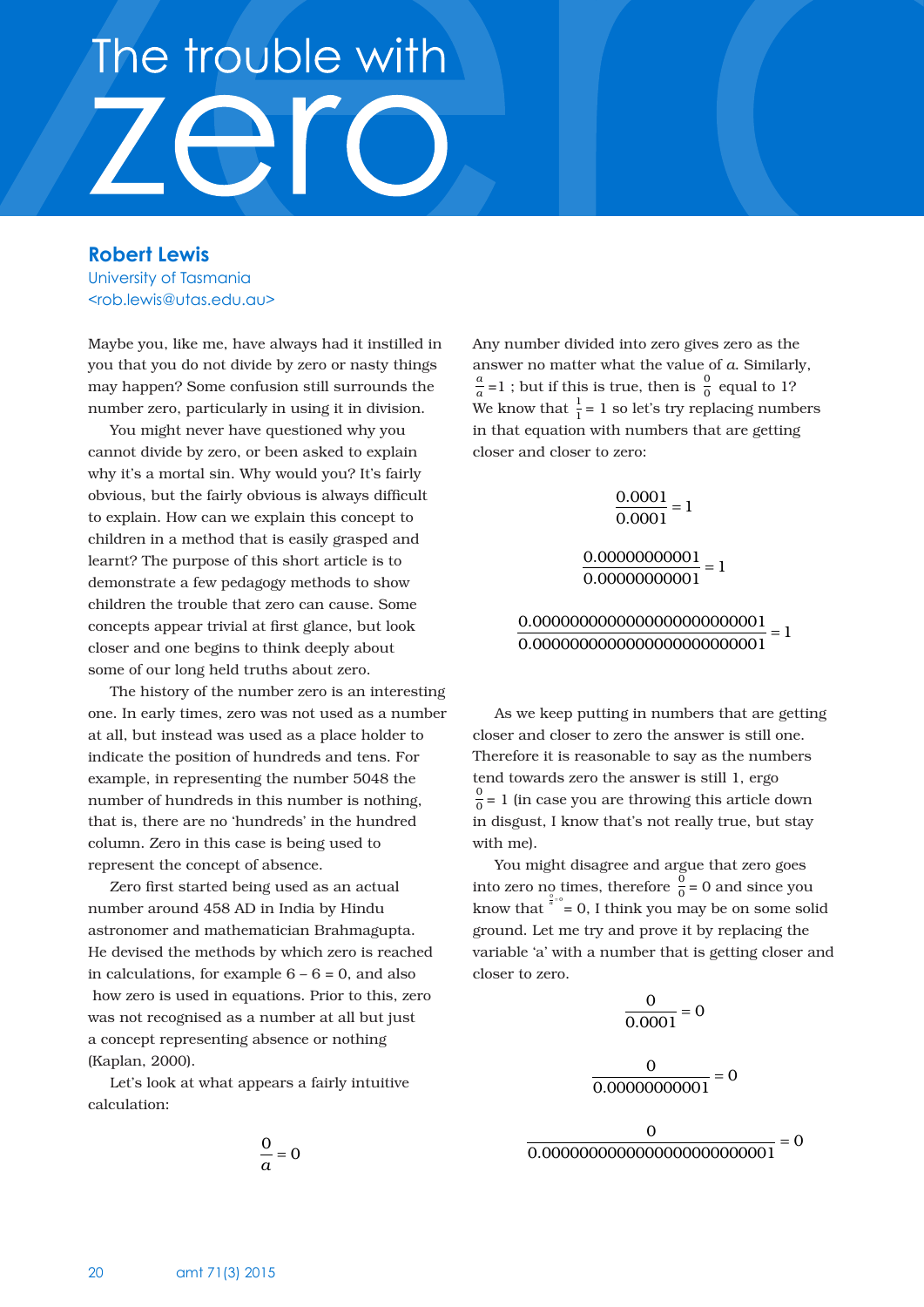# The trouble with zero

**Robert Lewis**
University of Tasmania
<rob.lewis@utas.edu.au>

Maybe you, like me, have always had it instilled in you that you do not divide by zero or nasty things may happen? Some confusion still surrounds the number zero, particularly in using it in division.

You might never have questioned why you cannot divide by zero, or been asked to explain why it's a mortal sin. Why would you? It's fairly obvious, but the fairly obvious is always difficult to explain. How can we explain this concept to children in a method that is easily grasped and learnt? The purpose of this short article is to demonstrate a few pedagogy methods to show children the trouble that zero can cause. Some concepts appear trivial at first glance, but look closer and one begins to think deeply about some of our long held truths about zero.

The history of the number zero is an interesting one. In early times, zero was not used as a number at all, but instead was used as a place holder to indicate the position of hundreds and tens. For example, in representing the number 5048 the number of hundreds in this number is nothing, that is, there are no 'hundreds' in the hundred column. Zero in this case is being used to represent the concept of absence.

Zero first started being used as an actual number around 458 AD in India by Hindu astronomer and mathematician Brahmagupta. He devised the methods by which zero is reached in calculations, for example 6 – 6 = 0, and also how zero is used in equations. Prior to this, zero was not recognised as a number at all but just a concept representing absence or nothing (Kaplan, 2000).

Let's look at what appears a fairly intuitive calculation:

$$\frac{0}{a} = 0$$

Any number divided into zero gives zero as the answer no matter what the value of $a$. Similarly, $\frac{a}{a} = 1$ ; but if this is true, then is $\frac{0}{0}$ equal to 1? We know that $\frac{1}{1} = 1$ so let's try replacing numbers in that equation with numbers that are getting closer and closer to zero:

$$\frac{0.0001}{0.0001} = 1$$

$$\frac{0.00000000001}{0.00000000001} = 1$$

$$\frac{0.0000000000000000000000001}{0.0000000000000000000000001} = 1$$

As we keep putting in numbers that are getting closer and closer to zero the answer is still one. Therefore it is reasonable to say as the numbers tend towards zero the answer is still 1, ergo $\frac{0}{0} = 1$ (in case you are throwing this article down in disgust, I know that's not really true, but stay with me).

You might disagree and argue that zero goes into zero no times, therefore $\frac{0}{0} = 0$ and since you know that $\frac{0}{a} = 0$, I think you may be on some solid ground. Let me try and prove it by replacing the variable 'a' with a number that is getting closer and closer to zero.

$$\frac{0}{0.0001} = 0$$

$$\frac{0}{0.00000000001} = 0$$

$$\frac{0}{0.0000000000000000000000001} = 0$$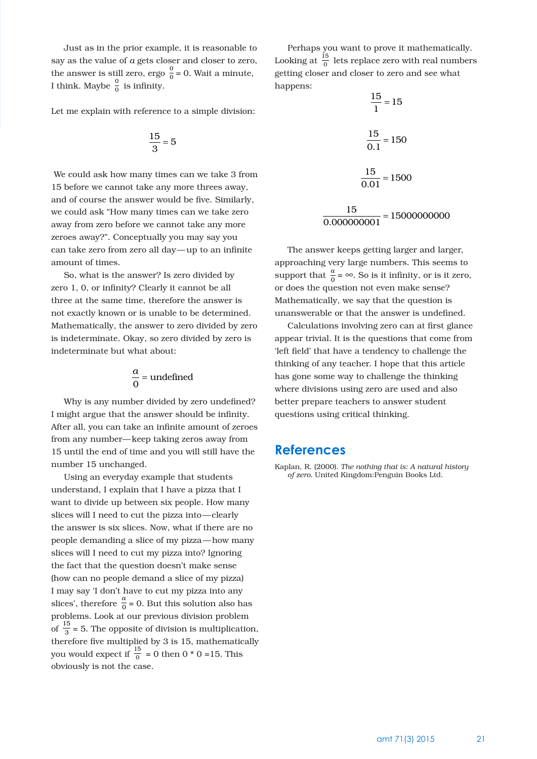Just as in the prior example, it is reasonable to say as the value of $a$ gets closer and closer to zero, the answer is still zero, ergo $\frac{0}{0} = 0$. Wait a minute, I think. Maybe $\frac{0}{0}$ is infinity.

Let me explain with reference to a simple division:

$$\frac{15}{3} = 5$$

We could ask how many times can we take 3 from 15 before we cannot take any more threes away, and of course the answer would be five. Similarly, we could ask "How many times can we take zero away from zero before we cannot take any more zeroes away?". Conceptually you may say you can take zero from zero all day—up to an infinite amount of times.

So, what is the answer? Is zero divided by zero 1, 0, or infinity? Clearly it cannot be all three at the same time, therefore the answer is not exactly known or is unable to be determined. Mathematically, the answer to zero divided by zero is indeterminate. Okay, so zero divided by zero is indeterminate but what about:

$$\frac{a}{0} = \text{undefined}$$

Why is any number divided by zero undefined? I might argue that the answer should be infinity. After all, you can take an infinite amount of zeroes from any number—keep taking zeros away from 15 until the end of time and you will still have the number 15 unchanged.

Using an everyday example that students understand, I explain that I have a pizza that I want to divide up between six people. How many slices will I need to cut the pizza into—clearly the answer is six slices. Now, what if there are no people demanding a slice of my pizza—how many slices will I need to cut my pizza into? Ignoring the fact that the question doesn't make sense (how can no people demand a slice of my pizza) I may say 'I don't have to cut my pizza into any slices', therefore $\frac{a}{0} = 0$. But this solution also has problems. Look at our previous division problem of $\frac{15}{3} = 5$. The opposite of division is multiplication, therefore five multiplied by 3 is 15, mathematically you would expect if $\frac{15}{0} = 0$ then $0 * 0 = 15$. This obviously is not the case.

Perhaps you want to prove it mathematically. Looking at $\frac{15}{0}$ lets replace zero with real numbers getting closer and closer to zero and see what happens:

$$\frac{15}{1} = 15$$

$$\frac{15}{0.1} = 150$$

$$\frac{15}{0.01} = 1500$$

$$\frac{15}{0.000000001} = 15000000000$$

The answer keeps getting larger and larger, approaching very large numbers. This seems to support that $\frac{a}{0} = \infty$. So is it infinity, or is it zero, or does the question not even make sense? Mathematically, we say that the question is unanswerable or that the answer is undefined.

Calculations involving zero can at first glance appear trivial. It is the questions that come from 'left field' that have a tendency to challenge the thinking of any teacher. I hope that this article has gone some way to challenge the thinking where divisions using zero are used and also better prepare teachers to answer student questions using critical thinking.

## References

Kaplan, R. (2000). *The nothing that is: A natural history of zero*. United Kingdom:Penguin Books Ltd.